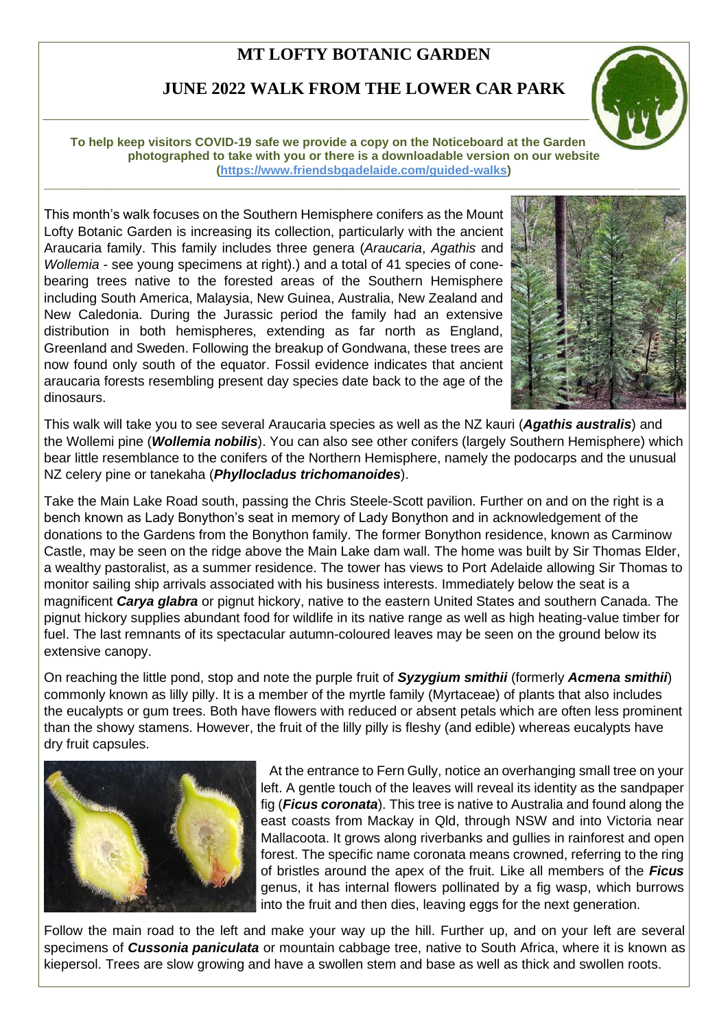# MT LOFTY BOTANIC GARDEN

## JUNE 2022 WALK FROM THE LOWER CAR PARK

**To help keep visitors COVID-19 safe we provide a copy on the Noticeboard at the Garden photographed to take with you or there is a downloadable version on our website (https://www.friendsbgadelaide.com/guided-walks)**

This month's walk focuses on the Southern Hemisphere conifers as the Mount Lofty Botanic Garden is increasing its collection, particularly with the ancient Araucaria family. This family includes three genera (*Araucaria*, *Agathis* and *Wollemia* - see young specimens at right).) and a total of 41 species of cone-bearing trees native to the forested areas of the Southern Hemisphere including South America, Malaysia, New Guinea, Australia, New Zealand and New Caledonia. During the Jurassic period the family had an extensive distribution in both hemispheres, extending as far north as England, Greenland and Sweden. Following the breakup of Gondwana, these trees are now found only south of the equator. Fossil evidence indicates that ancient araucaria forests resembling present day species date back to the age of the dinosaurs.

This walk will take you to see several Araucaria species as well as the NZ kauri (***Agathis australis***) and the Wollemi pine (***Wollemia nobilis***). You can also see other conifers (largely Southern Hemisphere) which bear little resemblance to the conifers of the Northern Hemisphere, namely the podocarps and the unusual NZ celery pine or tanekaha (***Phyllocladus trichomanoides***).

Take the Main Lake Road south, passing the Chris Steele-Scott pavilion. Further on and on the right is a bench known as Lady Bonython's seat in memory of Lady Bonython and in acknowledgement of the donations to the Gardens from the Bonython family. The former Bonython residence, known as Carminow Castle, may be seen on the ridge above the Main Lake dam wall. The home was built by Sir Thomas Elder, a wealthy pastoralist, as a summer residence. The tower has views to Port Adelaide allowing Sir Thomas to monitor sailing ship arrivals associated with his business interests. Immediately below the seat is a magnificent ***Carya glabra*** or pignut hickory, native to the eastern United States and southern Canada. The pignut hickory supplies abundant food for wildlife in its native range as well as high heating-value timber for fuel. The last remnants of its spectacular autumn-coloured leaves may be seen on the ground below its extensive canopy.

On reaching the little pond, stop and note the purple fruit of ***Syzygium smithii*** (formerly ***Acmena smithii***) commonly known as lilly pilly. It is a member of the myrtle family (Myrtaceae) of plants that also includes the eucalypts or gum trees. Both have flowers with reduced or absent petals which are often less prominent than the showy stamens. However, the fruit of the lilly pilly is fleshy (and edible) whereas eucalypts have dry fruit capsules.

At the entrance to Fern Gully, notice an overhanging small tree on your left. A gentle touch of the leaves will reveal its identity as the sandpaper fig (***Ficus coronata***). This tree is native to Australia and found along the east coasts from Mackay in Qld, through NSW and into Victoria near Mallacoota. It grows along riverbanks and gullies in rainforest and open forest. The specific name coronata means crowned, referring to the ring of bristles around the apex of the fruit. Like all members of the ***Ficus*** genus, it has internal flowers pollinated by a fig wasp, which burrows into the fruit and then dies, leaving eggs for the next generation.

Follow the main road to the left and make your way up the hill. Further up, and on your left are several specimens of ***Cussonia paniculata*** or mountain cabbage tree, native to South Africa, where it is known as kiepersol. Trees are slow growing and have a swollen stem and base as well as thick and swollen roots.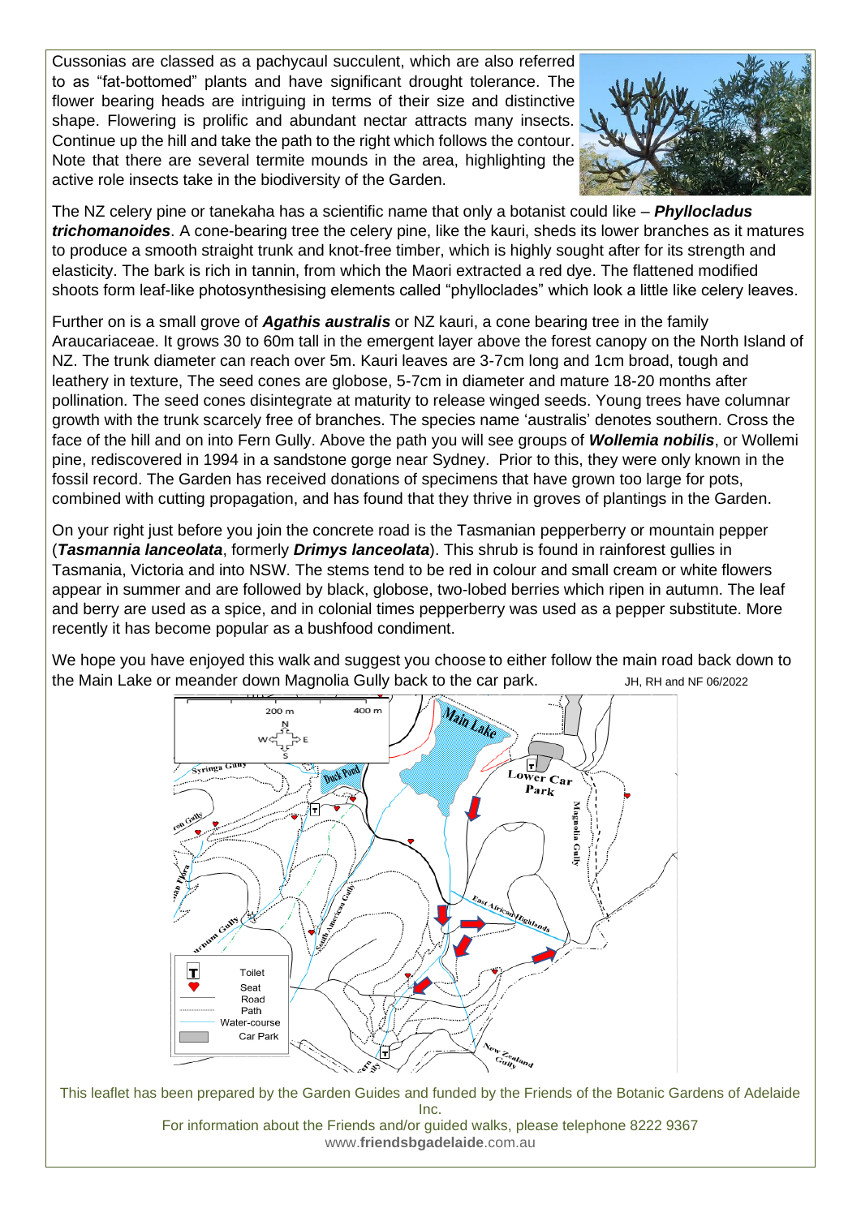Cussonias are classed as a pachycaul succulent, which are also referred to as "fat-bottomed" plants and have significant drought tolerance. The flower bearing heads are intriguing in terms of their size and distinctive shape. Flowering is prolific and abundant nectar attracts many insects. Continue up the hill and take the path to the right which follows the contour. Note that there are several termite mounds in the area, highlighting the active role insects take in the biodiversity of the Garden.

The NZ celery pine or tanekaha has a scientific name that only a botanist could like – ***Phyllocladus trichomanoides***. A cone-bearing tree the celery pine, like the kauri, sheds its lower branches as it matures to produce a smooth straight trunk and knot-free timber, which is highly sought after for its strength and elasticity. The bark is rich in tannin, from which the Maori extracted a red dye. The flattened modified shoots form leaf-like photosynthesising elements called "phylloclades" which look a little like celery leaves.

Further on is a small grove of ***Agathis australis*** or NZ kauri, a cone bearing tree in the family Araucariaceae. It grows 30 to 60m tall in the emergent layer above the forest canopy on the North Island of NZ. The trunk diameter can reach over 5m. Kauri leaves are 3-7cm long and 1cm broad, tough and leathery in texture, The seed cones are globose, 5-7cm in diameter and mature 18-20 months after pollination. The seed cones disintegrate at maturity to release winged seeds. Young trees have columnar growth with the trunk scarcely free of branches. The species name 'australis' denotes southern. Cross the face of the hill and on into Fern Gully. Above the path you will see groups of ***Wollemia nobilis***, or Wollemi pine, rediscovered in 1994 in a sandstone gorge near Sydney. Prior to this, they were only known in the fossil record. The Garden has received donations of specimens that have grown too large for pots, combined with cutting propagation, and has found that they thrive in groves of plantings in the Garden.

On your right just before you join the concrete road is the Tasmanian pepperberry or mountain pepper (***Tasmannia lanceolata***, formerly ***Drimys lanceolata***). This shrub is found in rainforest gullies in Tasmania, Victoria and into NSW. The stems tend to be red in colour and small cream or white flowers appear in summer and are followed by black, globose, two-lobed berries which ripen in autumn. The leaf and berry are used as a spice, and in colonial times pepperberry was used as a pepper substitute. More recently it has become popular as a bushfood condiment.

We hope you have enjoyed this walk and suggest you choose to either follow the main road back down to the Main Lake or meander down Magnolia Gully back to the car park.

JH, RH and NF 06/2022

200 m
400 m
N
W
E
S
Main Lake
Duck Pond
Syringa Gully
Lower Car Park
Magnolia Gully
East African Highlands
South American Gully
New Zealand Gully

Toilet
Seat
Road
Path
Water-course
Car Park

This leaflet has been prepared by the Garden Guides and funded by the Friends of the Botanic Gardens of Adelaide Inc.

For information about the Friends and/or guided walks, please telephone 8222 9367

www.**friendsbgadelaide**.com.au